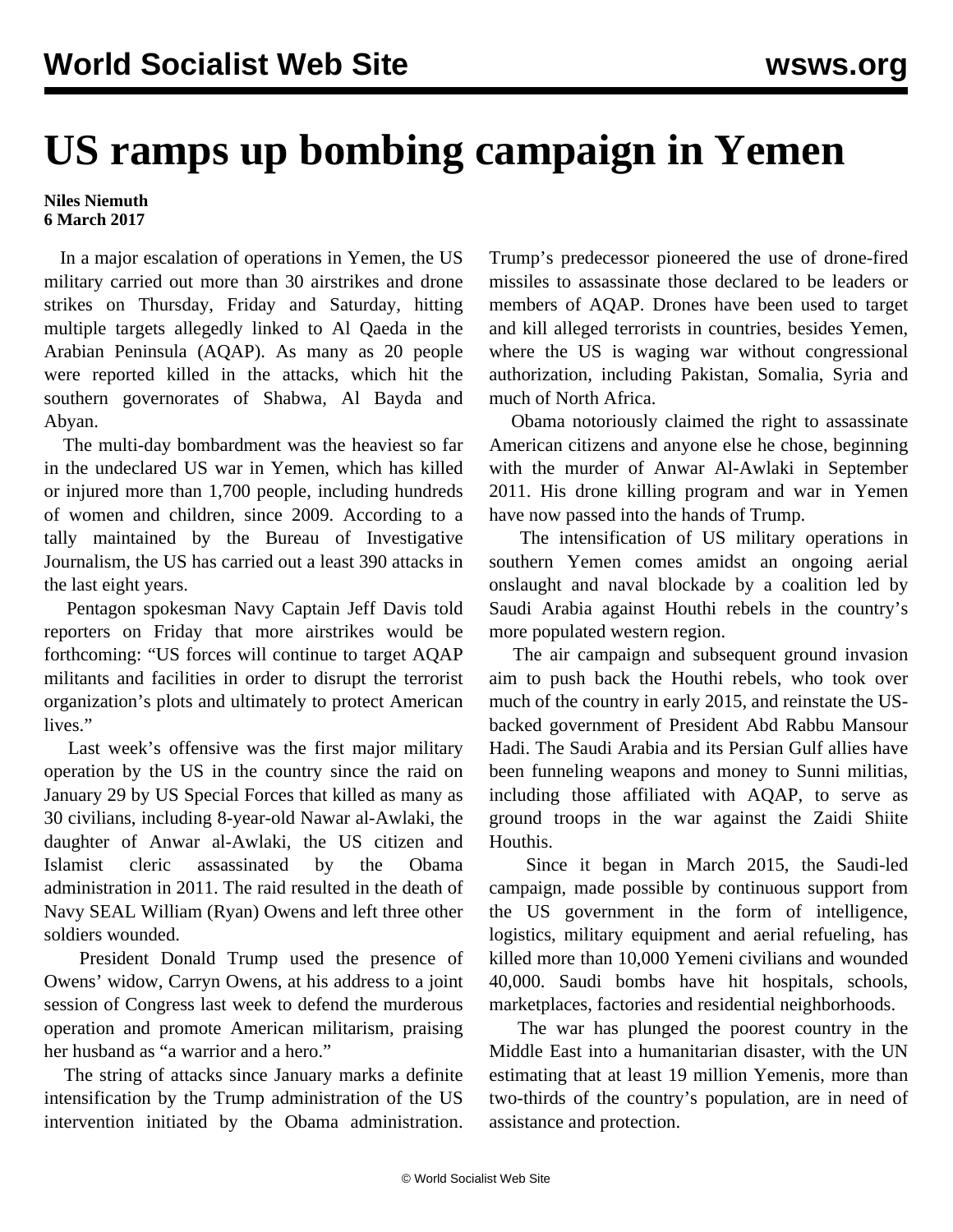# US ramps up bombing campaign in Yemen

**Niles Niemuth**
**6 March 2017**

In a major escalation of operations in Yemen, the US military carried out more than 30 airstrikes and drone strikes on Thursday, Friday and Saturday, hitting multiple targets allegedly linked to Al Qaeda in the Arabian Peninsula (AQAP). As many as 20 people were reported killed in the attacks, which hit the southern governorates of Shabwa, Al Bayda and Abyan.

The multi-day bombardment was the heaviest so far in the undeclared US war in Yemen, which has killed or injured more than 1,700 people, including hundreds of women and children, since 2009. According to a tally maintained by the Bureau of Investigative Journalism, the US has carried out a least 390 attacks in the last eight years.

Pentagon spokesman Navy Captain Jeff Davis told reporters on Friday that more airstrikes would be forthcoming: "US forces will continue to target AQAP militants and facilities in order to disrupt the terrorist organization's plots and ultimately to protect American lives."

Last week's offensive was the first major military operation by the US in the country since the raid on January 29 by US Special Forces that killed as many as 30 civilians, including 8-year-old Nawar al-Awlaki, the daughter of Anwar al-Awlaki, the US citizen and Islamist cleric assassinated by the Obama administration in 2011. The raid resulted in the death of Navy SEAL William (Ryan) Owens and left three other soldiers wounded.

President Donald Trump used the presence of Owens' widow, Carryn Owens, at his address to a joint session of Congress last week to defend the murderous operation and promote American militarism, praising her husband as "a warrior and a hero."

The string of attacks since January marks a definite intensification by the Trump administration of the US intervention initiated by the Obama administration. Trump's predecessor pioneered the use of drone-fired missiles to assassinate those declared to be leaders or members of AQAP. Drones have been used to target and kill alleged terrorists in countries, besides Yemen, where the US is waging war without congressional authorization, including Pakistan, Somalia, Syria and much of North Africa.

Obama notoriously claimed the right to assassinate American citizens and anyone else he chose, beginning with the murder of Anwar Al-Awlaki in September 2011. His drone killing program and war in Yemen have now passed into the hands of Trump.

The intensification of US military operations in southern Yemen comes amidst an ongoing aerial onslaught and naval blockade by a coalition led by Saudi Arabia against Houthi rebels in the country's more populated western region.

The air campaign and subsequent ground invasion aim to push back the Houthi rebels, who took over much of the country in early 2015, and reinstate the US-backed government of President Abd Rabbu Mansour Hadi. The Saudi Arabia and its Persian Gulf allies have been funneling weapons and money to Sunni militias, including those affiliated with AQAP, to serve as ground troops in the war against the Zaidi Shiite Houthis.

Since it began in March 2015, the Saudi-led campaign, made possible by continuous support from the US government in the form of intelligence, logistics, military equipment and aerial refueling, has killed more than 10,000 Yemeni civilians and wounded 40,000. Saudi bombs have hit hospitals, schools, marketplaces, factories and residential neighborhoods.

The war has plunged the poorest country in the Middle East into a humanitarian disaster, with the UN estimating that at least 19 million Yemenis, more than two-thirds of the country's population, are in need of assistance and protection.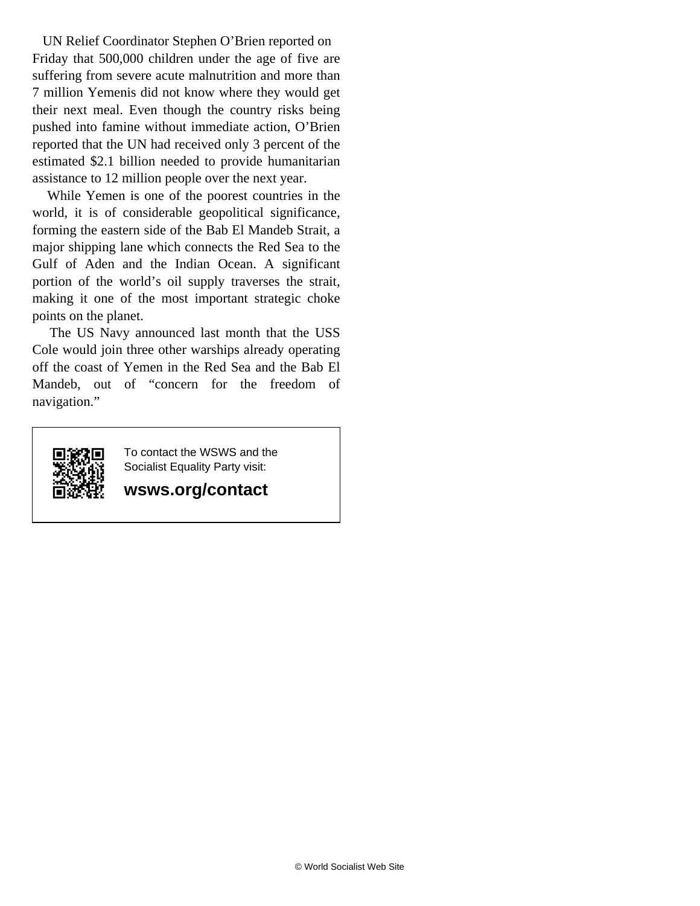UN Relief Coordinator Stephen O'Brien reported on Friday that 500,000 children under the age of five are suffering from severe acute malnutrition and more than 7 million Yemenis did not know where they would get their next meal. Even though the country risks being pushed into famine without immediate action, O'Brien reported that the UN had received only 3 percent of the estimated $2.1 billion needed to provide humanitarian assistance to 12 million people over the next year.

While Yemen is one of the poorest countries in the world, it is of considerable geopolitical significance, forming the eastern side of the Bab El Mandeb Strait, a major shipping lane which connects the Red Sea to the Gulf of Aden and the Indian Ocean. A significant portion of the world's oil supply traverses the strait, making it one of the most important strategic choke points on the planet.

The US Navy announced last month that the USS Cole would join three other warships already operating off the coast of Yemen in the Red Sea and the Bab El Mandeb, out of "concern for the freedom of navigation."

To contact the WSWS and the Socialist Equality Party visit:

**wsws.org/contact**